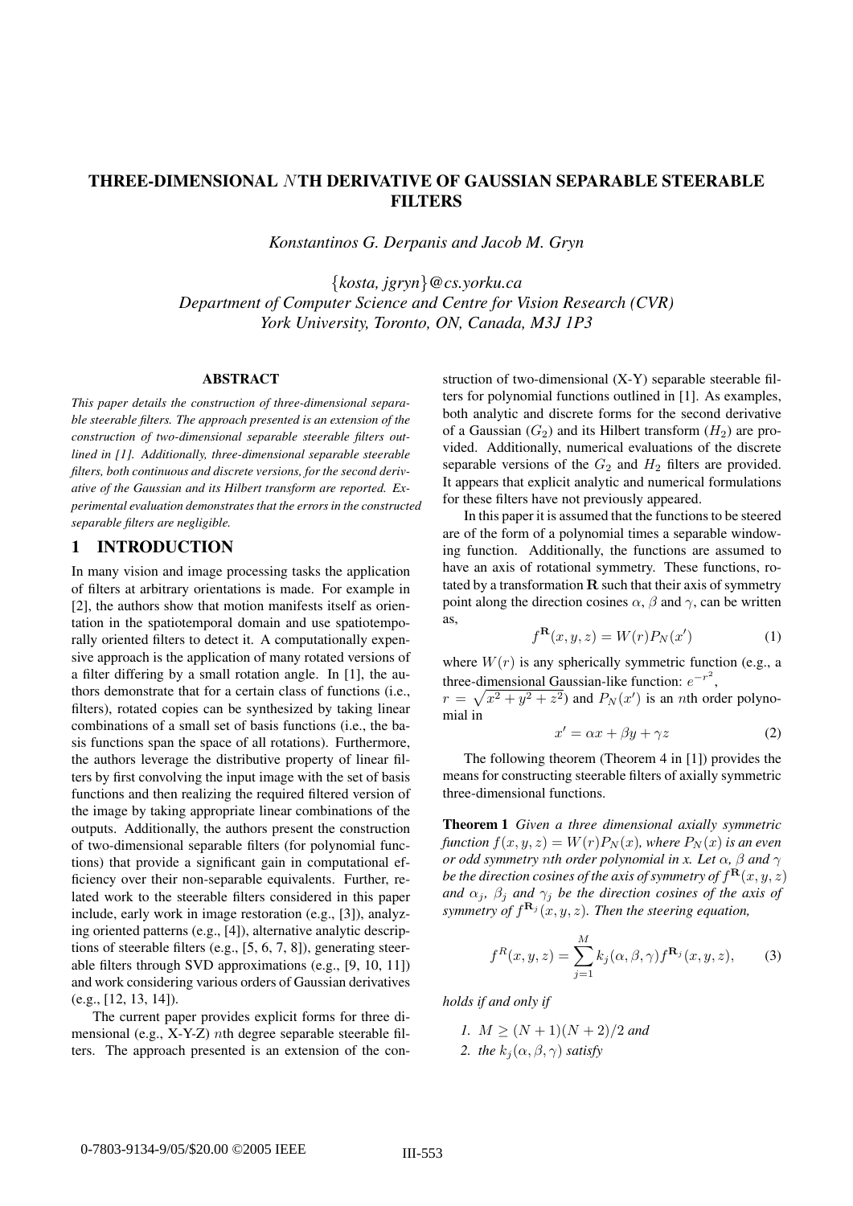# THREE-DIMENSIONAL $N$TH DERIVATIVE OF GAUSSIAN SEPARABLE STEERABLE FILTERS

*Konstantinos G. Derpanis and Jacob M. Gryn*

{*kosta, jgryn*}*@cs.yorku.ca*
*Department of Computer Science and Centre for Vision Research (CVR)*
*York University, Toronto, ON, Canada, M3J 1P3*

### ABSTRACT

*This paper details the construction of three-dimensional separable steerable filters. The approach presented is an extension of the construction of two-dimensional separable steerable filters outlined in [1]. Additionally, three-dimensional separable steerable filters, both continuous and discrete versions, for the second derivative of the Gaussian and its Hilbert transform are reported. Experimental evaluation demonstrates that the errors in the constructed separable filters are negligible.*

## 1 INTRODUCTION

In many vision and image processing tasks the application of filters at arbitrary orientations is made. For example in [2], the authors show that motion manifests itself as orientation in the spatiotemporal domain and use spatiotemporally oriented filters to detect it. A computationally expensive approach is the application of many rotated versions of a filter differing by a small rotation angle. In [1], the authors demonstrate that for a certain class of functions (i.e., filters), rotated copies can be synthesized by taking linear combinations of a small set of basis functions (i.e., the basis functions span the space of all rotations). Furthermore, the authors leverage the distributive property of linear filters by first convolving the input image with the set of basis functions and then realizing the required filtered version of the image by taking appropriate linear combinations of the outputs. Additionally, the authors present the construction of two-dimensional separable filters (for polynomial functions) that provide a significant gain in computational efficiency over their non-separable equivalents. Further, related work to the steerable filters considered in this paper include, early work in image restoration (e.g., [3]), analyzing oriented patterns (e.g., [4]), alternative analytic descriptions of steerable filters (e.g., [5, 6, 7, 8]), generating steerable filters through SVD approximations (e.g., [9, 10, 11]) and work considering various orders of Gaussian derivatives (e.g., [12, 13, 14]).

The current paper provides explicit forms for three dimensional (e.g., X-Y-Z) $n$th degree separable steerable filters. The approach presented is an extension of the construction of two-dimensional (X-Y) separable steerable filters for polynomial functions outlined in [1]. As examples, both analytic and discrete forms for the second derivative of a Gaussian ($G_2$) and its Hilbert transform ($H_2$) are provided. Additionally, numerical evaluations of the discrete separable versions of the $G_2$ and $H_2$ filters are provided. It appears that explicit analytic and numerical formulations for these filters have not previously appeared.

In this paper it is assumed that the functions to be steered are of the form of a polynomial times a separable windowing function. Additionally, the functions are assumed to have an axis of rotational symmetry. These functions, rotated by a transformation $\mathbf{R}$ such that their axis of symmetry point along the direction cosines $\alpha$, $\beta$ and $\gamma$, can be written as,

$$f^{\mathbf{R}}(x, y, z) = W(r)P_N(x') \tag{1}$$

where $W(r)$ is any spherically symmetric function (e.g., a three-dimensional Gaussian-like function: $e^{-r^2}$, $r = \sqrt{x^2 + y^2 + z^2}$) and $P_N(x')$ is an $n$th order polynomial in

$$x' = \alpha x + \beta y + \gamma z \tag{2}$$

The following theorem (Theorem 4 in [1]) provides the means for constructing steerable filters of axially symmetric three-dimensional functions.

**Theorem 1** *Given a three dimensional axially symmetric function $f(x, y, z) = W(r)P_N(x)$, where $P_N(x)$ is an even or odd symmetry $n$th order polynomial in x. Let $\alpha$, $\beta$ and $\gamma$ be the direction cosines of the axis of symmetry of $f^{\mathbf{R}}(x, y, z)$ and $\alpha_j$, $\beta_j$ and $\gamma_j$ be the direction cosines of the axis of symmetry of $f^{\mathbf{R}_j}(x, y, z)$. Then the steering equation,*

$$f^R(x, y, z) = \sum_{j=1}^{M} k_j(\alpha, \beta, \gamma) f^{\mathbf{R}_j}(x, y, z), \tag{3}$$

*holds if and only if*

1. *$M \geq (N + 1)(N + 2)/2$ and*
2. *the $k_j(\alpha, \beta, \gamma)$ satisfy*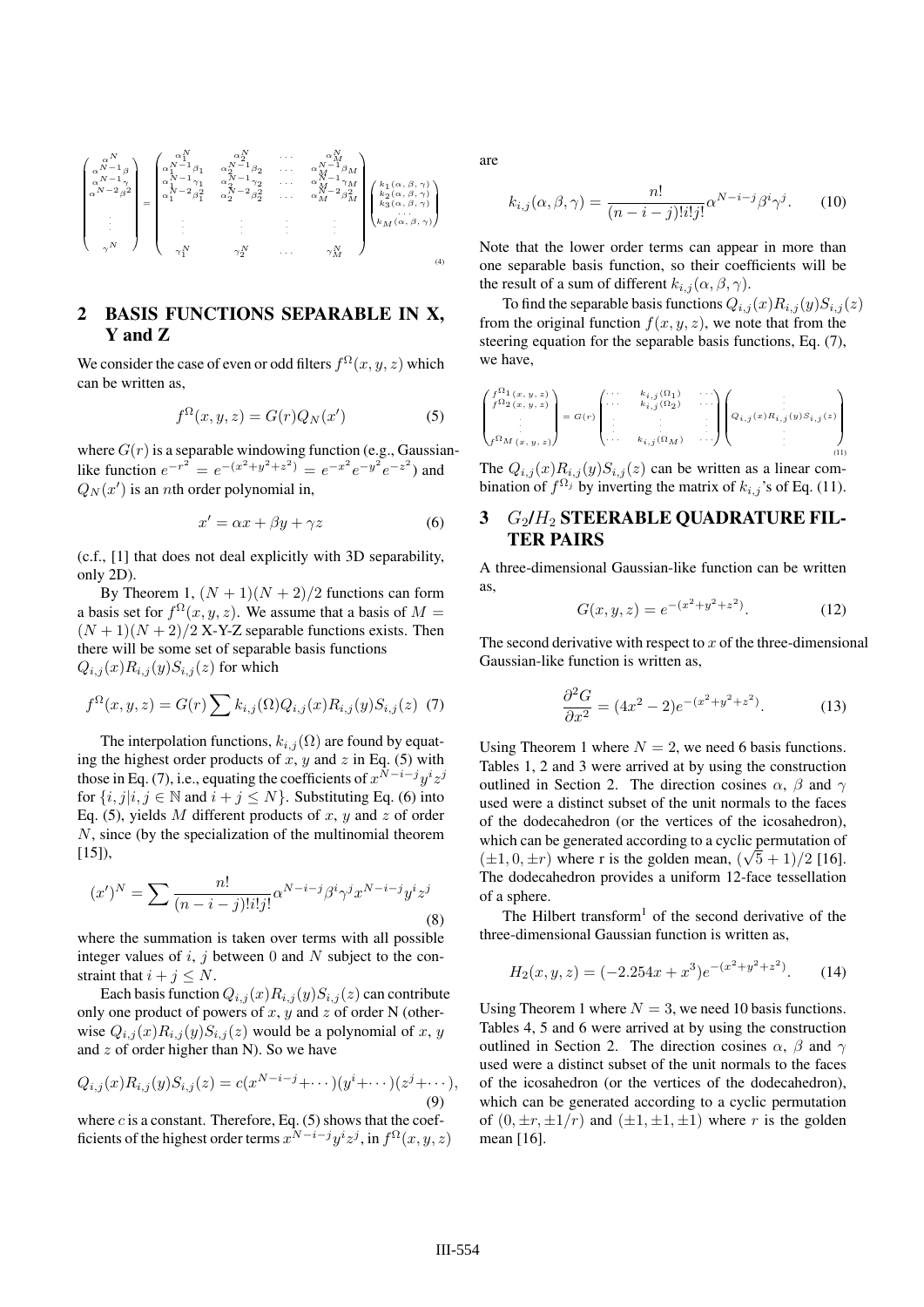$$
\begin{pmatrix} \alpha^N \\ \alpha^{N-1}\beta \\ \alpha^{N-1}\gamma \\ \alpha^{N-2}\beta^2 \\ \\ \vdots \\ \\ \gamma^N \end{pmatrix} = \begin{pmatrix} \alpha_1^N & \alpha_2^N & \dots & \alpha_M^N \\ \alpha_1^{N-1}\beta_1 & \alpha_2^{N-1}\beta_2 & \dots & \alpha_M^{N-1}\beta_M \\ \alpha_1^{N-1}\gamma_1 & \alpha_2^{N-1}\gamma_2 & \dots & \alpha_M^{N-1}\gamma_M \\ \alpha_1^{N-2}\beta_1^2 & \alpha_2^{N-2}\beta_2^2 & \dots & \alpha_M^{N-2}\beta_M^2 \\ \vdots & \vdots & \vdots & \vdots \\ \gamma_1^N & \gamma_2^N & \dots & \gamma_M^N \end{pmatrix} \begin{pmatrix} k_1(\alpha,\beta,\gamma) \\ k_2(\alpha,\beta,\gamma) \\ k_3(\alpha,\beta,\gamma) \\ \dots \\ k_M(\alpha,\beta,\gamma) \end{pmatrix} \tag{4}
$$

## 2 BASIS FUNCTIONS SEPARABLE IN X, Y and Z

We consider the case of even or odd filters $f^{\Omega}(x, y, z)$ which can be written as,

$$
f^{\Omega}(x, y, z) = G(r)Q_N(x') \tag{5}
$$

where $G(r)$ is a separable windowing function (e.g., Gaussian-like function $e^{-r^2} = e^{-(x^2+y^2+z^2)} = e^{-x^2}e^{-y^2}e^{-z^2}$) and $Q_N(x')$ is an $n$th order polynomial in,

$$
x' = \alpha x + \beta y + \gamma z \tag{6}
$$

(c.f., [1] that does not deal explicitly with 3D separability, only 2D).

By Theorem 1, $(N+1)(N+2)/2$ functions can form a basis set for $f^{\Omega}(x, y, z)$. We assume that a basis of $M = (N+1)(N+2)/2$ X-Y-Z separable functions exists. Then there will be some set of separable basis functions $Q_{i,j}(x)R_{i,j}(y)S_{i,j}(z)$ for which

$$
f^{\Omega}(x, y, z) = G(r)\sum k_{i,j}(\Omega)Q_{i,j}(x)R_{i,j}(y)S_{i,j}(z) \tag{7}
$$

The interpolation functions, $k_{i,j}(\Omega)$ are found by equating the highest order products of $x$, $y$ and $z$ in Eq. (5) with those in Eq. (7), i.e., equating the coefficients of $x^{N-i-j}y^iz^j$ for $\{i, j | i, j \in \mathbb{N} \text{ and } i + j \le N\}$. Substituting Eq. (6) into Eq. (5), yields $M$ different products of $x$, $y$ and $z$ of order $N$, since (by the specialization of the multinomial theorem [15]),

$$
(x')^N = \sum \frac{n!}{(n-i-j)!i!j!}\alpha^{N-i-j}\beta^i\gamma^j x^{N-i-j}y^iz^j \tag{8}
$$

where the summation is taken over terms with all possible integer values of $i$, $j$ between 0 and $N$ subject to the constraint that $i + j \le N$.

Each basis function $Q_{i,j}(x)R_{i,j}(y)S_{i,j}(z)$ can contribute only one product of powers of $x$, $y$ and $z$ of order N (otherwise $Q_{i,j}(x)R_{i,j}(y)S_{i,j}(z)$ would be a polynomial of $x$, $y$ and $z$ of order higher than N). So we have

$$
Q_{i,j}(x)R_{i,j}(y)S_{i,j}(z) = c(x^{N-i-j} + \cdots)(y^i + \cdots)(z^j + \cdots), \tag{9}
$$

where $c$ is a constant. Therefore, Eq. (5) shows that the coefficients of the highest order terms $x^{N-i-j}y^iz^j$, in $f^{\Omega}(x, y, z)$ are

$$
k_{i,j}(\alpha, \beta, \gamma) = \frac{n!}{(n-i-j)!i!j!}\alpha^{N-i-j}\beta^i\gamma^j. \tag{10}
$$

Note that the lower order terms can appear in more than one separable basis function, so their coefficients will be the result of a sum of different $k_{i,j}(\alpha, \beta, \gamma)$.

To find the separable basis functions $Q_{i,j}(x)R_{i,j}(y)S_{i,j}(z)$ from the original function $f(x, y, z)$, we note that from the steering equation for the separable basis functions, Eq. (7), we have,

$$
\begin{pmatrix} f^{\Omega_1}(x,y,z) \\ f^{\Omega_2}(x,y,z) \\ \vdots \\ f^{\Omega_M}(x,y,z) \end{pmatrix} = G(r) \begin{pmatrix} \cdots & k_{i,j}(\Omega_1) & \cdots \\ \cdots & k_{i,j}(\Omega_2) & \cdots \\ \vdots & \vdots & \vdots \\ \cdots & k_{i,j}(\Omega_M) & \cdots \end{pmatrix} \begin{pmatrix} \vdots \\ Q_{i,j}(x)R_{i,j}(y)S_{i,j}(z) \\ \vdots \end{pmatrix} \tag{11}
$$

The $Q_{i,j}(x)R_{i,j}(y)S_{i,j}(z)$ can be written as a linear combination of $f^{\Omega_j}$ by inverting the matrix of $k_{i,j}$'s of Eq. (11).

## 3 $G_2$/$H_2$ STEERABLE QUADRATURE FILTER PAIRS

A three-dimensional Gaussian-like function can be written as,

$$
G(x, y, z) = e^{-(x^2+y^2+z^2)}. \tag{12}
$$

The second derivative with respect to $x$ of the three-dimensional Gaussian-like function is written as,

$$
\frac{\partial^2 G}{\partial x^2} = (4x^2 - 2)e^{-(x^2+y^2+z^2)}. \tag{13}
$$

Using Theorem 1 where $N = 2$, we need 6 basis functions. Tables 1, 2 and 3 were arrived at by using the construction outlined in Section 2. The direction cosines $\alpha$, $\beta$ and $\gamma$ used were a distinct subset of the unit normals to the faces of the dodecahedron (or the vertices of the icosahedron), which can be generated according to a cyclic permutation of $(\pm 1, 0, \pm r)$ where r is the golden mean, $(\sqrt{5} + 1)/2$ [16]. The dodecahedron provides a uniform 12-face tessellation of a sphere.

The Hilbert transform[1] of the second derivative of the three-dimensional Gaussian function is written as,

$$
H_2(x, y, z) = (-2.254x + x^3)e^{-(x^2+y^2+z^2)}. \tag{14}
$$

Using Theorem 1 where $N = 3$, we need 10 basis functions. Tables 4, 5 and 6 were arrived at by using the construction outlined in Section 2. The direction cosines $\alpha$, $\beta$ and $\gamma$ used were a distinct subset of the unit normals to the faces of the icosahedron (or the vertices of the dodecahedron), which can be generated according to a cyclic permutation of $(0, \pm r, \pm 1/r)$ and $(\pm 1, \pm 1, \pm 1)$ where $r$ is the golden mean [16].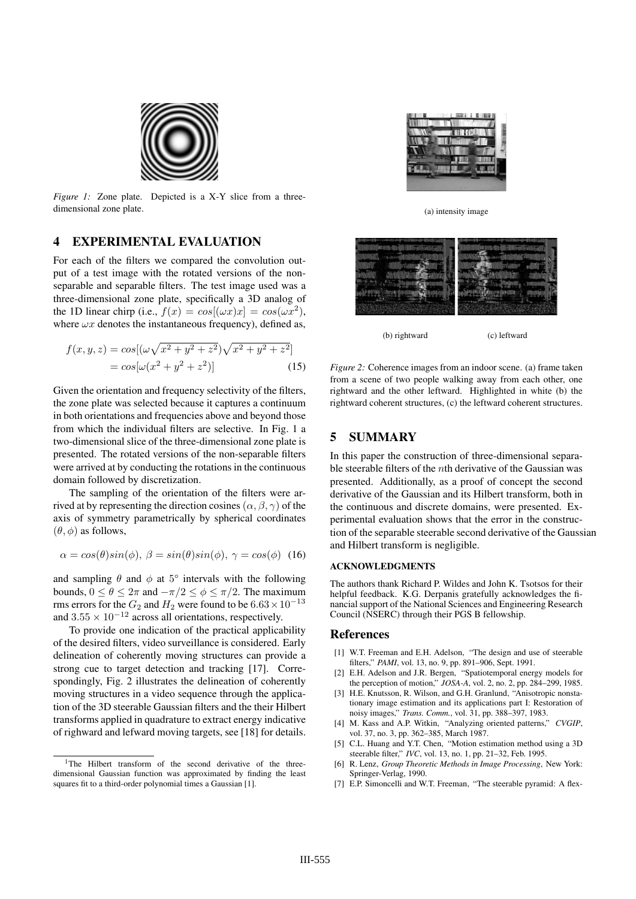*Figure 1:* Zone plate. Depicted is a X-Y slice from a three-dimensional zone plate.

## 4 EXPERIMENTAL EVALUATION

For each of the filters we compared the convolution output of a test image with the rotated versions of the non-separable and separable filters. The test image used was a three-dimensional zone plate, specifically a 3D analog of the 1D linear chirp (i.e., $f(x) = cos[(\omega x)x] = cos(\omega x^2)$, where $\omega x$ denotes the instantaneous frequency), defined as,

$$f(x, y, z) = cos[(\omega\sqrt{x^2 + y^2 + z^2})\sqrt{x^2 + y^2 + z^2}] \\ = cos[\omega(x^2 + y^2 + z^2)] \quad (15)$$

Given the orientation and frequency selectivity of the filters, the zone plate was selected because it captures a continuum in both orientations and frequencies above and beyond those from which the individual filters are selective. In Fig. 1 a two-dimensional slice of the three-dimensional zone plate is presented. The rotated versions of the non-separable filters were arrived at by conducting the rotations in the continuous domain followed by discretization.

The sampling of the orientation of the filters were arrived at by representing the direction cosines $(\alpha, \beta, \gamma)$ of the axis of symmetry parametrically by spherical coordinates $(\theta, \phi)$ as follows,

$$\alpha = cos(\theta)sin(\phi),\ \beta = sin(\theta)sin(\phi),\ \gamma = cos(\phi) \quad (16)$$

and sampling $\theta$ and $\phi$ at $5^\circ$ intervals with the following bounds, $0 \leq \theta \leq 2\pi$ and $-\pi/2 \leq \phi \leq \pi/2$. The maximum rms errors for the $G_2$ and $H_2$ were found to be $6.63 \times 10^{-13}$ and $3.55 \times 10^{-12}$ across all orientations, respectively.

To provide one indication of the practical applicability of the desired filters, video surveillance is considered. Early delineation of coherently moving structures can provide a strong cue to target detection and tracking [17]. Correspondingly, Fig. 2 illustrates the delineation of coherently moving structures in a video sequence through the application of the 3D steerable Gaussian filters and the their Hilbert transforms applied in quadrature to extract energy indicative of righward and lefward moving targets, see [18] for details.

[1] The Hilbert transform of the second derivative of the three-dimensional Gaussian function was approximated by finding the least squares fit to a third-order polynomial times a Gaussian [1].

(a) intensity image

(b) rightward (c) leftward

*Figure 2:* Coherence images from an indoor scene. (a) frame taken from a scene of two people walking away from each other, one rightward and the other leftward. Highlighted in white (b) the rightward coherent structures, (c) the leftward coherent structures.

## 5 SUMMARY

In this paper the construction of three-dimensional separable steerable filters of the $n$th derivative of the Gaussian was presented. Additionally, as a proof of concept the second derivative of the Gaussian and its Hilbert transform, both in the continuous and discrete domains, were presented. Experimental evaluation shows that the error in the construction of the separable steerable second derivative of the Gaussian and Hilbert transform is negligible.

### ACKNOWLEDGMENTS

The authors thank Richard P. Wildes and John K. Tsotsos for their helpful feedback. K.G. Derpanis gratefully acknowledges the financial support of the National Sciences and Engineering Research Council (NSERC) through their PGS B fellowship.

## References

[1] W.T. Freeman and E.H. Adelson, "The design and use of steerable filters," *PAMI*, vol. 13, no. 9, pp. 891–906, Sept. 1991.

[2] E.H. Adelson and J.R. Bergen, "Spatiotemporal energy models for the perception of motion," *JOSA-A*, vol. 2, no. 2, pp. 284–299, 1985.

[3] H.E. Knutsson, R. Wilson, and G.H. Granlund, "Anisotropic nonstationary image estimation and its applications part I: Restoration of noisy images," *Trans. Comm.*, vol. 31, pp. 388–397, 1983.

[4] M. Kass and A.P. Witkin, "Analyzing oriented patterns," *CVGIP*, vol. 37, no. 3, pp. 362–385, March 1987.

[5] C.L. Huang and Y.T. Chen, "Motion estimation method using a 3D steerable filter," *IVC*, vol. 13, no. 1, pp. 21–32, Feb. 1995.

[6] R. Lenz, *Group Theoretic Methods in Image Processing*, New York: Springer-Verlag, 1990.

[7] E.P. Simoncelli and W.T. Freeman, "The steerable pyramid: A flex-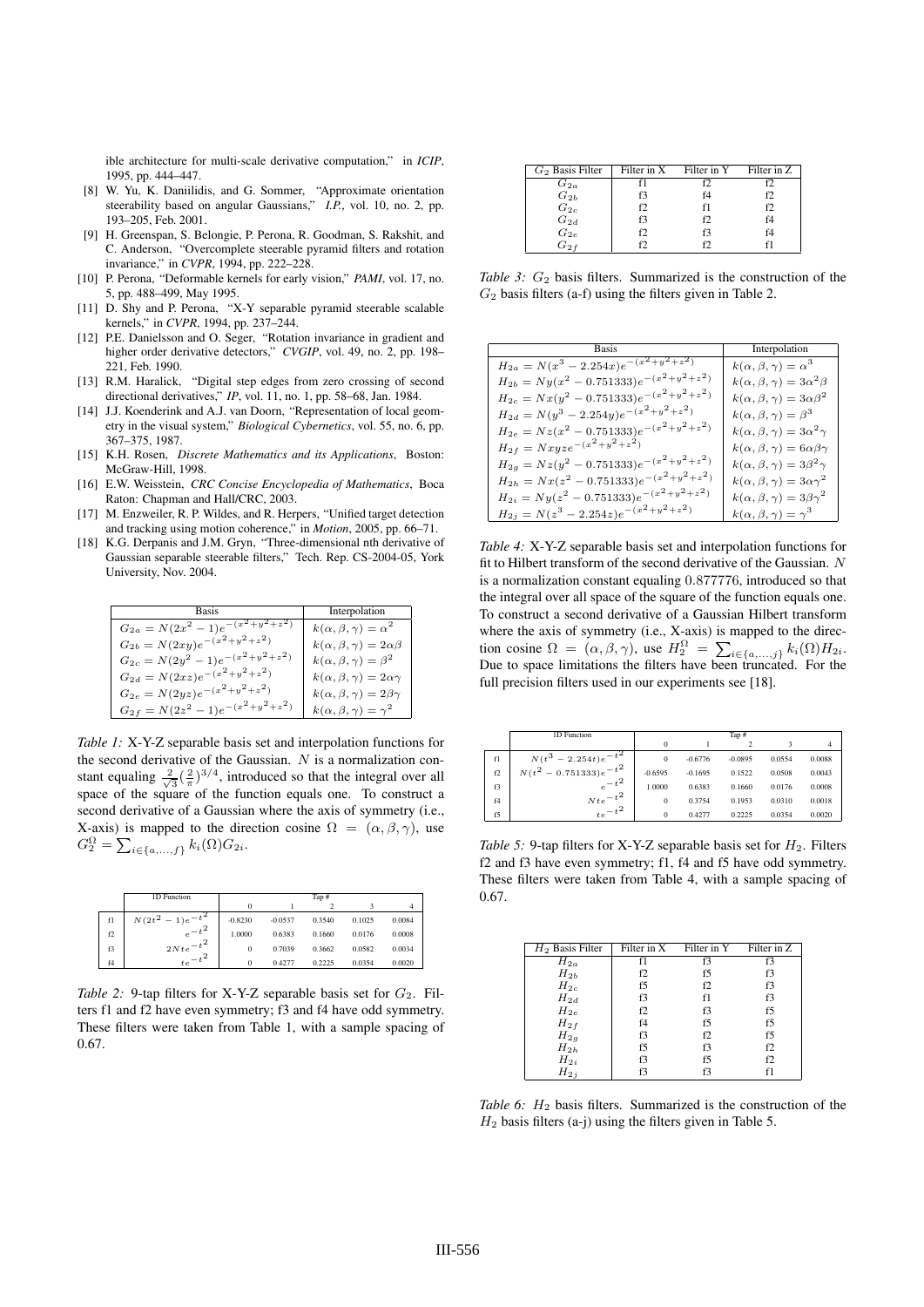ible architecture for multi-scale derivative computation," in *ICIP*, 1995, pp. 444–447.

[8] W. Yu, K. Daniilidis, and G. Sommer, "Approximate orientation steerability based on angular Gaussians," *I.P.*, vol. 10, no. 2, pp. 193–205, Feb. 2001.

[9] H. Greenspan, S. Belongie, P. Perona, R. Goodman, S. Rakshit, and C. Anderson, "Overcomplete steerable pyramid filters and rotation invariance," in *CVPR*, 1994, pp. 222–228.

[10] P. Perona, "Deformable kernels for early vision," *PAMI*, vol. 17, no. 5, pp. 488–499, May 1995.

[11] D. Shy and P. Perona, "X-Y separable pyramid steerable scalable kernels," in *CVPR*, 1994, pp. 237–244.

[12] P.E. Danielsson and O. Seger, "Rotation invariance in gradient and higher order derivative detectors," *CVGIP*, vol. 49, no. 2, pp. 198–221, Feb. 1990.

[13] R.M. Haralick, "Digital step edges from zero crossing of second directional derivatives," *IP*, vol. 11, no. 1, pp. 58–68, Jan. 1984.

[14] J.J. Koenderink and A.J. van Doorn, "Representation of local geometry in the visual system," *Biological Cybernetics*, vol. 55, no. 6, pp. 367–375, 1987.

[15] K.H. Rosen, *Discrete Mathematics and its Applications*, Boston: McGraw-Hill, 1998.

[16] E.W. Weisstein, *CRC Concise Encyclopedia of Mathematics*, Boca Raton: Chapman and Hall/CRC, 2003.

[17] M. Enzweiler, R. P. Wildes, and R. Herpers, "Unified target detection and tracking using motion coherence," in *Motion*, 2005, pp. 66–71.

[18] K.G. Derpanis and J.M. Gryn, "Three-dimensional nth derivative of Gaussian separable steerable filters," Tech. Rep. CS-2004-05, York University, Nov. 2004.

| Basis | Interpolation |
|---|---|
| $G_{2a} = N(2x^2 - 1)e^{-(x^2+y^2+z^2)}$ | $k(\alpha, \beta, \gamma) = \alpha^2$ |
| $G_{2b} = N(2xy)e^{-(x^2+y^2+z^2)}$ | $k(\alpha, \beta, \gamma) = 2\alpha\beta$ |
| $G_{2c} = N(2y^2 - 1)e^{-(x^2+y^2+z^2)}$ | $k(\alpha, \beta, \gamma) = \beta^2$ |
| $G_{2d} = N(2xz)e^{-(x^2+y^2+z^2)}$ | $k(\alpha, \beta, \gamma) = 2\alpha\gamma$ |
| $G_{2e} = N(2yz)e^{-(x^2+y^2+z^2)}$ | $k(\alpha, \beta, \gamma) = 2\beta\gamma$ |
| $G_{2f} = N(2z^2 - 1)e^{-(x^2+y^2+z^2)}$ | $k(\alpha, \beta, \gamma) = \gamma^2$ |

*Table 1:* X-Y-Z separable basis set and interpolation functions for the second derivative of the Gaussian. $N$ is a normalization constant equaling $\frac{2}{\sqrt{3}}(\frac{2}{\pi})^{3/4}$, introduced so that the integral over all space of the square of the function equals one. To construct a second derivative of a Gaussian where the axis of symmetry (i.e., X-axis) is mapped to the direction cosine $\Omega = (\alpha, \beta, \gamma)$, use $G_2^{\Omega} = \sum_{i \in \{a,\ldots,f\}} k_i(\Omega) G_{2i}$.

| | 1D Function | Tap # | | | | |
|---|---|---|---|---|---|---|
| | | 0 | 1 | 2 | 3 | 4 |
| f1 | $N(2t^2 - 1)e^{-t^2}$ | -0.8230 | -0.0537 | 0.3540 | 0.1025 | 0.0084 |
| f2 | $e^{-t^2}$ | 1.0000 | 0.6383 | 0.1660 | 0.0176 | 0.0008 |
| f3 | $2Nte^{-t^2}$ | 0 | 0.7039 | 0.3662 | 0.0582 | 0.0034 |
| f4 | $te^{-t^2}$ | 0 | 0.4277 | 0.2225 | 0.0354 | 0.0020 |

*Table 2:* 9-tap filters for X-Y-Z separable basis set for $G_2$. Filters f1 and f2 have even symmetry; f3 and f4 have odd symmetry. These filters were taken from Table 1, with a sample spacing of 0.67.

| $G_2$ Basis Filter | Filter in X | Filter in Y | Filter in Z |
|---|---|---|---|
| $G_{2a}$ | f1 | f2 | f2 |
| $G_{2b}$ | f3 | f4 | f2 |
| $G_{2c}$ | f2 | f1 | f2 |
| $G_{2d}$ | f3 | f2 | f4 |
| $G_{2e}$ | f2 | f3 | f4 |
| $G_{2f}$ | f2 | f2 | f1 |

*Table 3:* $G_2$ basis filters. Summarized is the construction of the $G_2$ basis filters (a-f) using the filters given in Table 2.

| Basis | Interpolation |
|---|---|
| $H_{2a} = N(x^3 - 2.254x)e^{-(x^2+y^2+z^2)}$ | $k(\alpha, \beta, \gamma) = \alpha^3$ |
| $H_{2b} = Ny(x^2 - 0.751333)e^{-(x^2+y^2+z^2)}$ | $k(\alpha, \beta, \gamma) = 3\alpha^2\beta$ |
| $H_{2c} = Nx(y^2 - 0.751333)e^{-(x^2+y^2+z^2)}$ | $k(\alpha, \beta, \gamma) = 3\alpha\beta^2$ |
| $H_{2d} = N(y^3 - 2.254y)e^{-(x^2+y^2+z^2)}$ | $k(\alpha, \beta, \gamma) = \beta^3$ |
| $H_{2e} = Nz(x^2 - 0.751333)e^{-(x^2+y^2+z^2)}$ | $k(\alpha, \beta, \gamma) = 3\alpha^2\gamma$ |
| $H_{2f} = Nxyze^{-(x^2+y^2+z^2)}$ | $k(\alpha, \beta, \gamma) = 6\alpha\beta\gamma$ |
| $H_{2g} = Nz(y^2 - 0.751333)e^{-(x^2+y^2+z^2)}$ | $k(\alpha, \beta, \gamma) = 3\beta^2\gamma$ |
| $H_{2h} = Nx(z^2 - 0.751333)e^{-(x^2+y^2+z^2)}$ | $k(\alpha, \beta, \gamma) = 3\alpha\gamma^2$ |
| $H_{2i} = Ny(z^2 - 0.751333)e^{-(x^2+y^2+z^2)}$ | $k(\alpha, \beta, \gamma) = 3\beta\gamma^2$ |
| $H_{2j} = N(z^3 - 2.254z)e^{-(x^2+y^2+z^2)}$ | $k(\alpha, \beta, \gamma) = \gamma^3$ |

*Table 4:* X-Y-Z separable basis set and interpolation functions for fit to Hilbert transform of the second derivative of the Gaussian. $N$ is a normalization constant equaling 0.877776, introduced so that the integral over all space of the square of the function equals one. To construct a second derivative of a Gaussian Hilbert transform where the axis of symmetry (i.e., X-axis) is mapped to the direction cosine $\Omega = (\alpha, \beta, \gamma)$, use $H_2^{\Omega} = \sum_{i \in \{a,\ldots,j\}} k_i(\Omega) H_{2i}$. Due to space limitations the filters have been truncated. For the full precision filters used in our experiments see [18].

| | 1D Function | Tap # | | | | |
|---|---|---|---|---|---|---|
| | | 0 | 1 | 2 | 3 | 4 |
| f1 | $N(t^3 - 2.254t)e^{-t^2}$ | 0 | -0.6776 | -0.0895 | 0.0554 | 0.0088 |
| f2 | $N(t^2 - 0.751333)e^{-t^2}$ | -0.6595 | -0.1695 | 0.1522 | 0.0508 | 0.0043 |
| f3 | $e^{-t^2}$ | 1.0000 | 0.6383 | 0.1660 | 0.0176 | 0.0008 |
| f4 | $Nte^{-t^2}$ | 0 | 0.3754 | 0.1953 | 0.0310 | 0.0018 |
| f5 | $te^{-t^2}$ | 0 | 0.4277 | 0.2225 | 0.0354 | 0.0020 |

*Table 5:* 9-tap filters for X-Y-Z separable basis set for $H_2$. Filters f2 and f3 have even symmetry; f1, f4 and f5 have odd symmetry. These filters were taken from Table 4, with a sample spacing of 0.67.

| $H_2$ Basis Filter | Filter in X | Filter in Y | Filter in Z |
|---|---|---|---|
| $H_{2a}$ | f1 | f3 | f3 |
| $H_{2b}$ | f2 | f5 | f3 |
| $H_{2c}$ | f5 | f2 | f3 |
| $H_{2d}$ | f3 | f1 | f3 |
| $H_{2e}$ | f2 | f3 | f5 |
| $H_{2f}$ | f4 | f5 | f5 |
| $H_{2g}$ | f3 | f2 | f5 |
| $H_{2h}$ | f5 | f3 | f2 |
| $H_{2i}$ | f3 | f5 | f2 |
| $H_{2j}$ | f3 | f3 | f1 |

*Table 6:* $H_2$ basis filters. Summarized is the construction of the $H_2$ basis filters (a-j) using the filters given in Table 5.